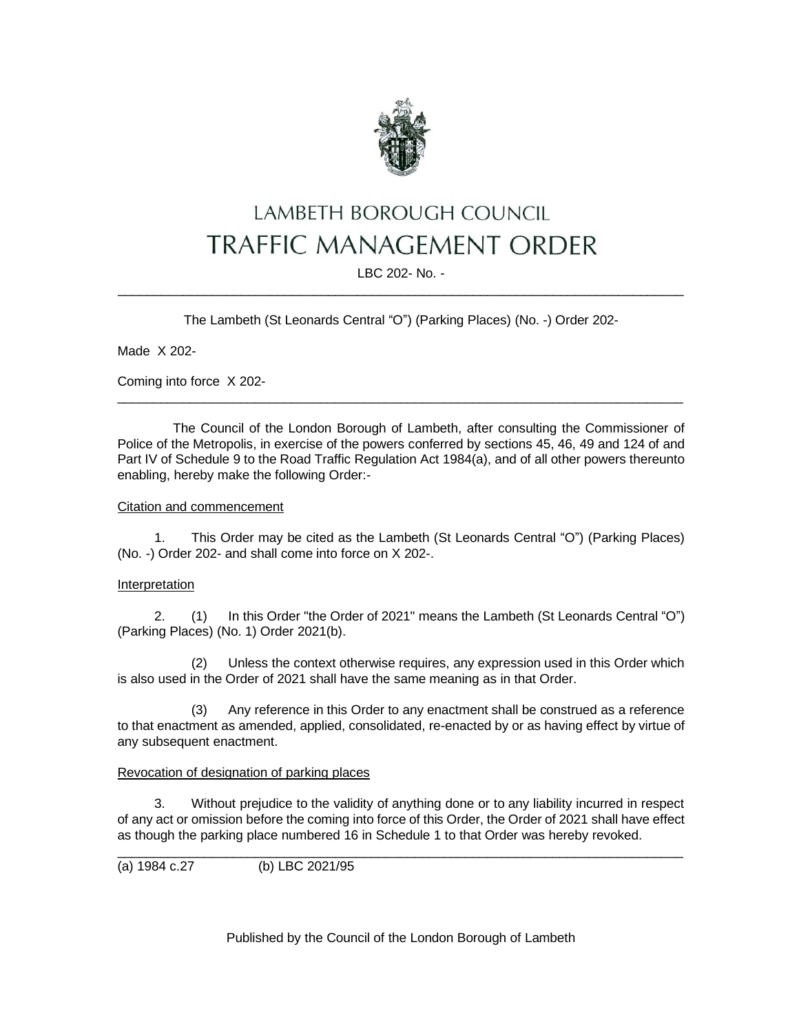# LAMBETH BOROUGH COUNCIL
# TRAFFIC MANAGEMENT ORDER

LBC 202- No. -

---

The Lambeth (St Leonards Central "O") (Parking Places) (No. -) Order 202-

Made X 202-

Coming into force X 202-

---

The Council of the London Borough of Lambeth, after consulting the Commissioner of Police of the Metropolis, in exercise of the powers conferred by sections 45, 46, 49 and 124 of and Part IV of Schedule 9 to the Road Traffic Regulation Act 1984(a), and of all other powers thereunto enabling, hereby make the following Order:-

Citation and commencement

1. This Order may be cited as the Lambeth (St Leonards Central "O") (Parking Places) (No. -) Order 202- and shall come into force on X 202-.

Interpretation

2. (1) In this Order "the Order of 2021" means the Lambeth (St Leonards Central "O") (Parking Places) (No. 1) Order 2021(b).

(2) Unless the context otherwise requires, any expression used in this Order which is also used in the Order of 2021 shall have the same meaning as in that Order.

(3) Any reference in this Order to any enactment shall be construed as a reference to that enactment as amended, applied, consolidated, re-enacted by or as having effect by virtue of any subsequent enactment.

Revocation of designation of parking places

3. Without prejudice to the validity of anything done or to any liability incurred in respect of any act or omission before the coming into force of this Order, the Order of 2021 shall have effect as though the parking place numbered 16 in Schedule 1 to that Order was hereby revoked.

---

(a) 1984 c.27 (b) LBC 2021/95

Published by the Council of the London Borough of Lambeth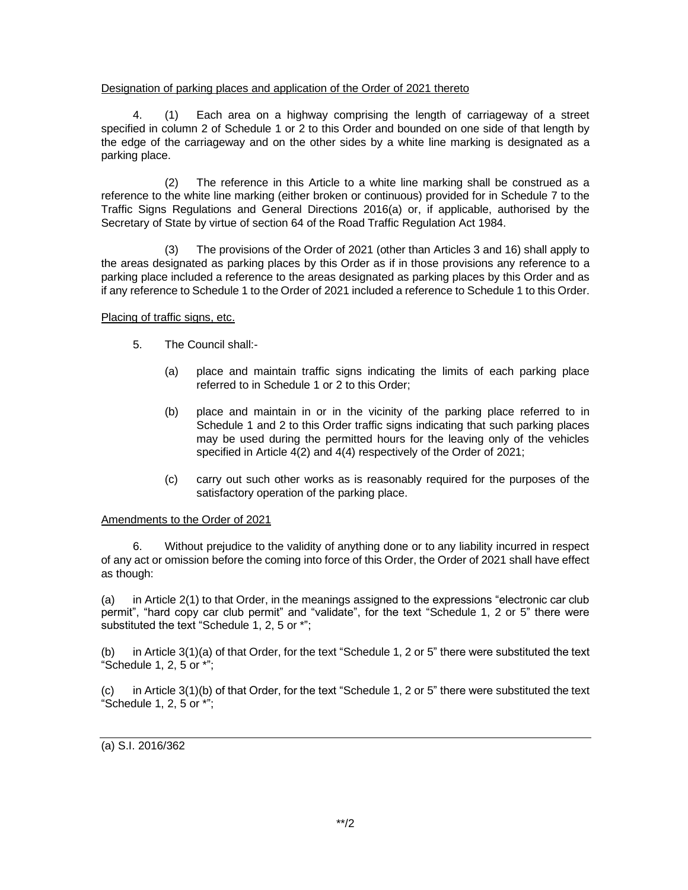Designation of parking places and application of the Order of 2021 thereto

4. (1) Each area on a highway comprising the length of carriageway of a street specified in column 2 of Schedule 1 or 2 to this Order and bounded on one side of that length by the edge of the carriageway and on the other sides by a white line marking is designated as a parking place.

(2) The reference in this Article to a white line marking shall be construed as a reference to the white line marking (either broken or continuous) provided for in Schedule 7 to the Traffic Signs Regulations and General Directions 2016(a) or, if applicable, authorised by the Secretary of State by virtue of section 64 of the Road Traffic Regulation Act 1984.

(3) The provisions of the Order of 2021 (other than Articles 3 and 16) shall apply to the areas designated as parking places by this Order as if in those provisions any reference to a parking place included a reference to the areas designated as parking places by this Order and as if any reference to Schedule 1 to the Order of 2021 included a reference to Schedule 1 to this Order.

Placing of traffic signs, etc.

5. The Council shall:-

(a) place and maintain traffic signs indicating the limits of each parking place referred to in Schedule 1 or 2 to this Order;

(b) place and maintain in or in the vicinity of the parking place referred to in Schedule 1 and 2 to this Order traffic signs indicating that such parking places may be used during the permitted hours for the leaving only of the vehicles specified in Article 4(2) and 4(4) respectively of the Order of 2021;

(c) carry out such other works as is reasonably required for the purposes of the satisfactory operation of the parking place.

Amendments to the Order of 2021

6. Without prejudice to the validity of anything done or to any liability incurred in respect of any act or omission before the coming into force of this Order, the Order of 2021 shall have effect as though:

(a) in Article 2(1) to that Order, in the meanings assigned to the expressions "electronic car club permit", "hard copy car club permit" and "validate", for the text "Schedule 1, 2 or 5" there were substituted the text "Schedule 1, 2, 5 or *";

(b) in Article 3(1)(a) of that Order, for the text "Schedule 1, 2 or 5" there were substituted the text "Schedule 1, 2, 5 or *";

(c) in Article 3(1)(b) of that Order, for the text "Schedule 1, 2 or 5" there were substituted the text "Schedule 1, 2, 5 or *";

---

(a) S.I. 2016/362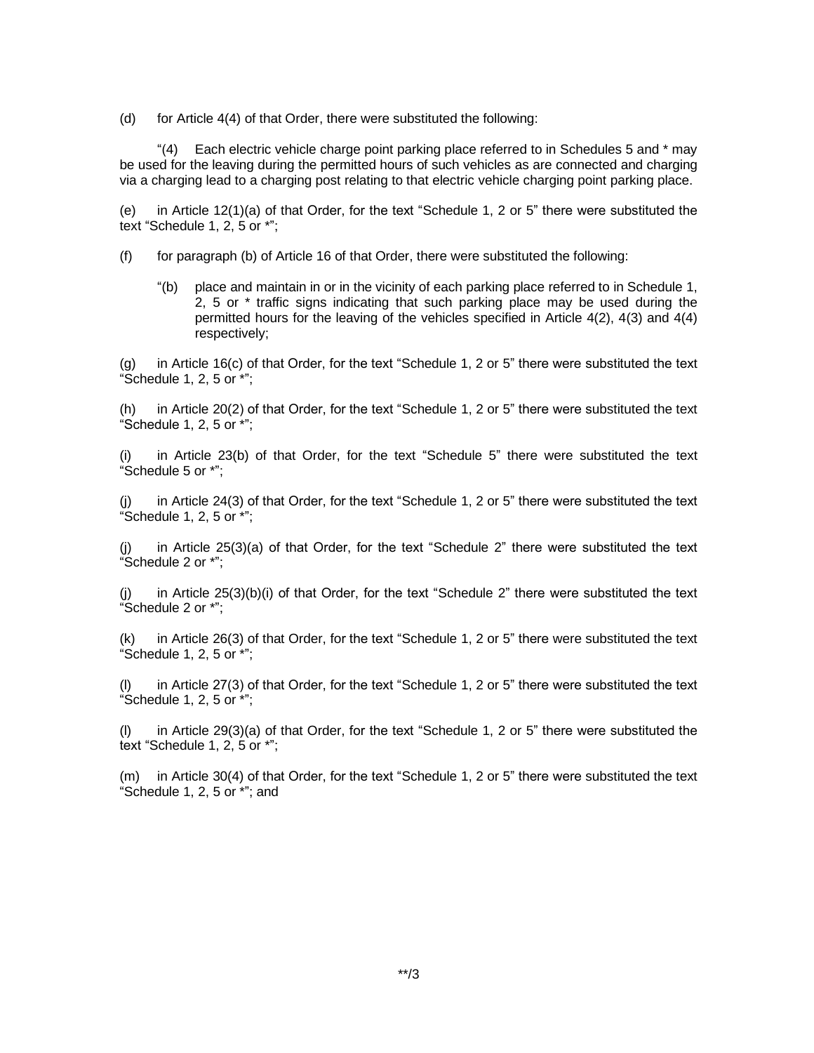(d) for Article 4(4) of that Order, there were substituted the following:

"(4) Each electric vehicle charge point parking place referred to in Schedules 5 and * may be used for the leaving during the permitted hours of such vehicles as are connected and charging via a charging lead to a charging post relating to that electric vehicle charging point parking place.

(e) in Article 12(1)(a) of that Order, for the text "Schedule 1, 2 or 5" there were substituted the text "Schedule 1, 2, 5 or *";

(f) for paragraph (b) of Article 16 of that Order, there were substituted the following:

> "(b) place and maintain in or in the vicinity of each parking place referred to in Schedule 1, 2, 5 or * traffic signs indicating that such parking place may be used during the permitted hours for the leaving of the vehicles specified in Article 4(2), 4(3) and 4(4) respectively;

(g) in Article 16(c) of that Order, for the text "Schedule 1, 2 or 5" there were substituted the text "Schedule 1, 2, 5 or *";

(h) in Article 20(2) of that Order, for the text "Schedule 1, 2 or 5" there were substituted the text "Schedule 1, 2, 5 or *";

(i) in Article 23(b) of that Order, for the text "Schedule 5" there were substituted the text "Schedule 5 or *";

(j) in Article 24(3) of that Order, for the text "Schedule 1, 2 or 5" there were substituted the text "Schedule 1, 2, 5 or *";

(j) in Article 25(3)(a) of that Order, for the text "Schedule 2" there were substituted the text "Schedule 2 or *";

(j) in Article 25(3)(b)(i) of that Order, for the text "Schedule 2" there were substituted the text "Schedule 2 or *";

(k) in Article 26(3) of that Order, for the text "Schedule 1, 2 or 5" there were substituted the text "Schedule 1, 2, 5 or *";

(l) in Article 27(3) of that Order, for the text "Schedule 1, 2 or 5" there were substituted the text "Schedule 1, 2, 5 or *";

(l) in Article 29(3)(a) of that Order, for the text "Schedule 1, 2 or 5" there were substituted the text "Schedule 1, 2, 5 or *";

(m) in Article 30(4) of that Order, for the text "Schedule 1, 2 or 5" there were substituted the text "Schedule 1, 2, 5 or *"; and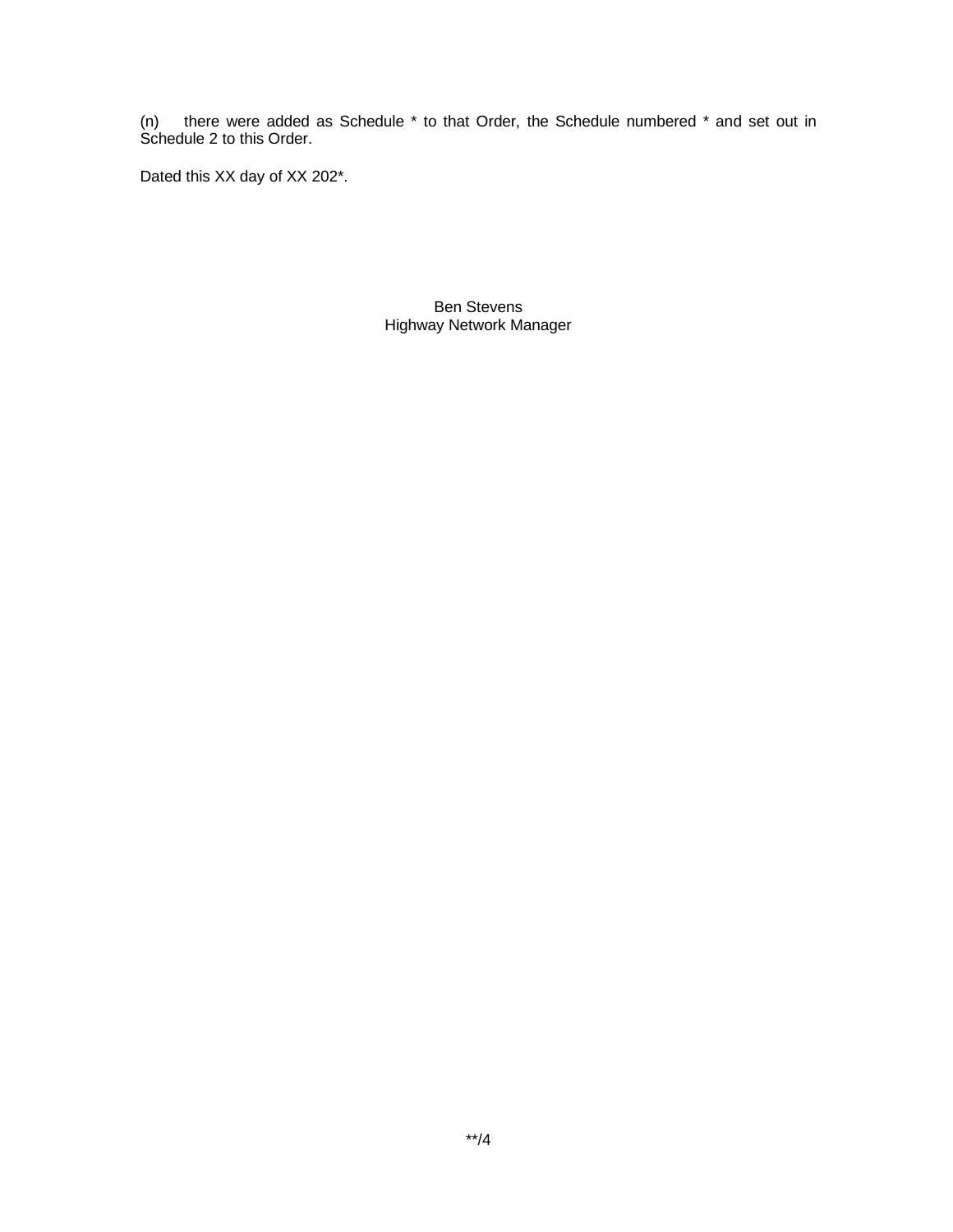(n) there were added as Schedule * to that Order, the Schedule numbered * and set out in Schedule 2 to this Order.

Dated this XX day of XX 202*.

Ben Stevens
Highway Network Manager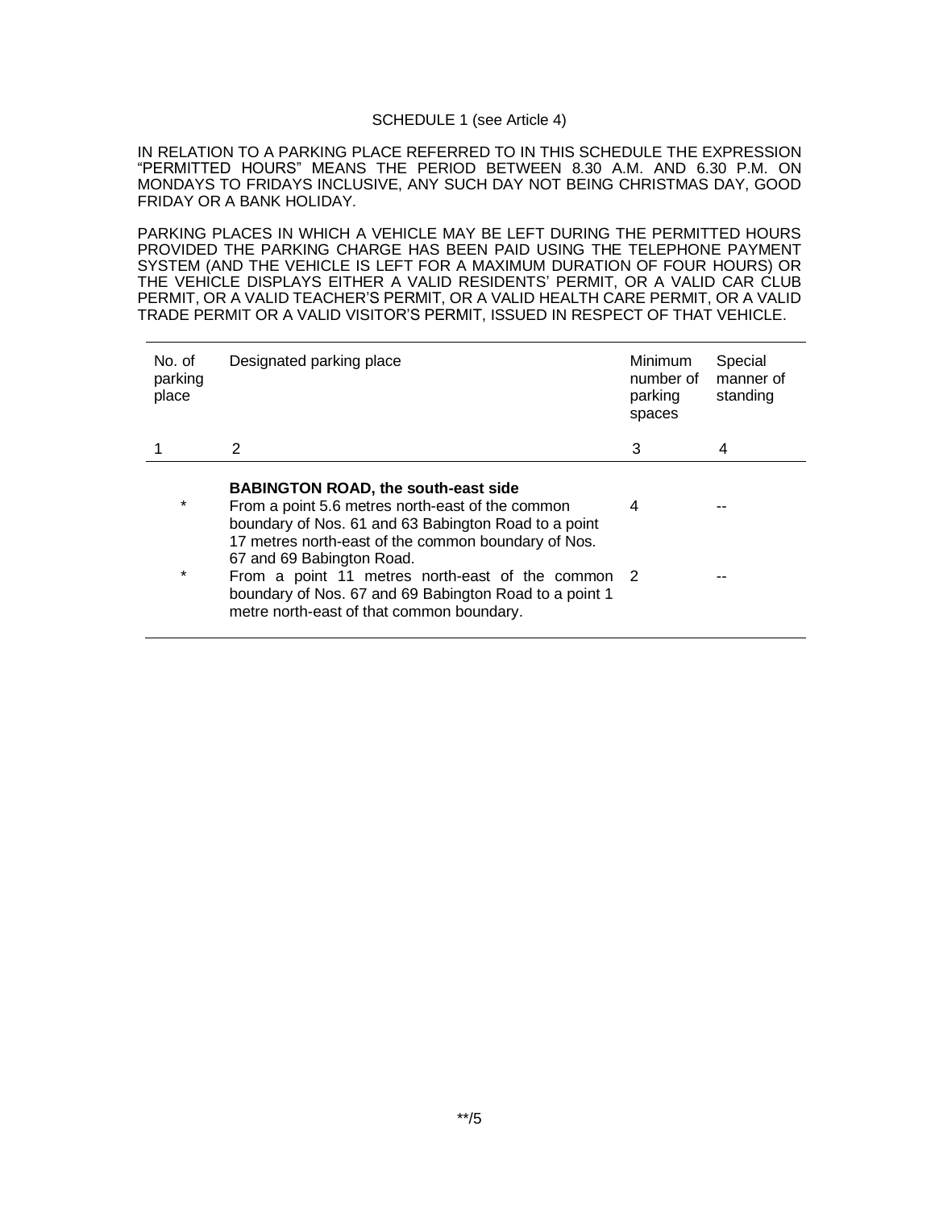SCHEDULE 1 (see Article 4)

IN RELATION TO A PARKING PLACE REFERRED TO IN THIS SCHEDULE THE EXPRESSION "PERMITTED HOURS" MEANS THE PERIOD BETWEEN 8.30 A.M. AND 6.30 P.M. ON MONDAYS TO FRIDAYS INCLUSIVE, ANY SUCH DAY NOT BEING CHRISTMAS DAY, GOOD FRIDAY OR A BANK HOLIDAY.

PARKING PLACES IN WHICH A VEHICLE MAY BE LEFT DURING THE PERMITTED HOURS PROVIDED THE PARKING CHARGE HAS BEEN PAID USING THE TELEPHONE PAYMENT SYSTEM (AND THE VEHICLE IS LEFT FOR A MAXIMUM DURATION OF FOUR HOURS) OR THE VEHICLE DISPLAYS EITHER A VALID RESIDENTS' PERMIT, OR A VALID CAR CLUB PERMIT, OR A VALID TEACHER'S PERMIT, OR A VALID HEALTH CARE PERMIT, OR A VALID TRADE PERMIT OR A VALID VISITOR'S PERMIT, ISSUED IN RESPECT OF THAT VEHICLE.

| No. of parking place | Designated parking place | Minimum number of parking spaces | Special manner of standing |
|---|---|---|---|
| 1 | 2 | 3 | 4 |
| | **BABINGTON ROAD, the south-east side** | | |
| * | From a point 5.6 metres north-east of the common boundary of Nos. 61 and 63 Babington Road to a point 17 metres north-east of the common boundary of Nos. 67 and 69 Babington Road. | 4 | -- |
| * | From a point 11 metres north-east of the common boundary of Nos. 67 and 69 Babington Road to a point 1 metre north-east of that common boundary. | 2 | -- |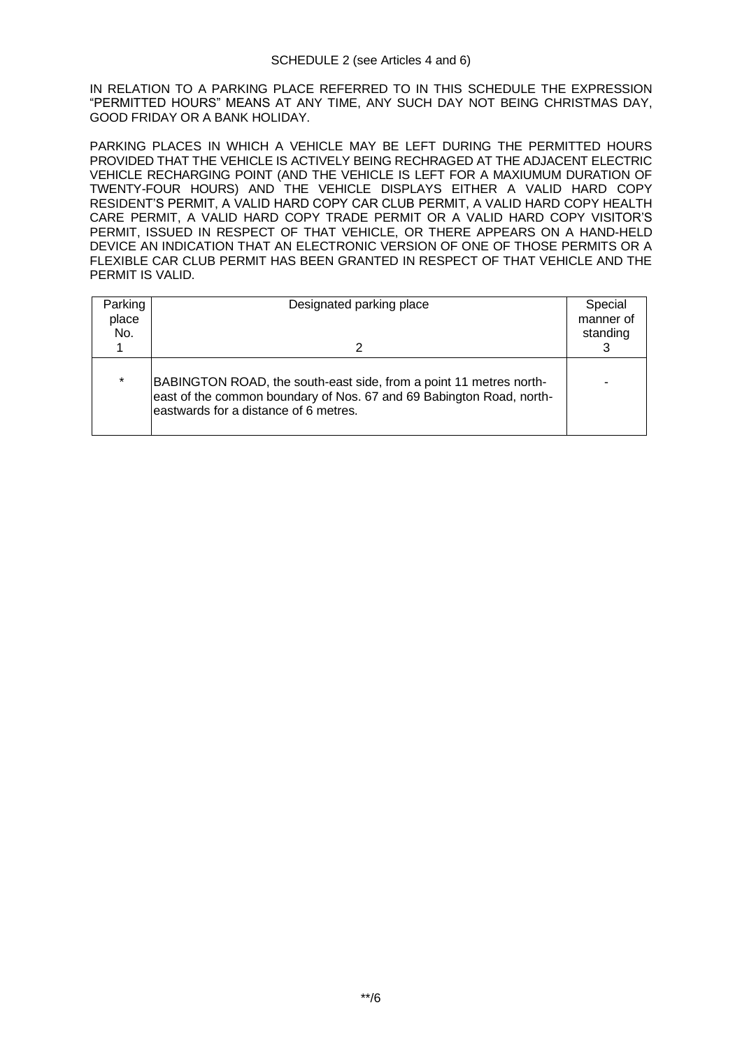SCHEDULE 2 (see Articles 4 and 6)

IN RELATION TO A PARKING PLACE REFERRED TO IN THIS SCHEDULE THE EXPRESSION "PERMITTED HOURS" MEANS AT ANY TIME, ANY SUCH DAY NOT BEING CHRISTMAS DAY, GOOD FRIDAY OR A BANK HOLIDAY.

PARKING PLACES IN WHICH A VEHICLE MAY BE LEFT DURING THE PERMITTED HOURS PROVIDED THAT THE VEHICLE IS ACTIVELY BEING RECHRAGED AT THE ADJACENT ELECTRIC VEHICLE RECHARGING POINT (AND THE VEHICLE IS LEFT FOR A MAXIUMUM DURATION OF TWENTY-FOUR HOURS) AND THE VEHICLE DISPLAYS EITHER A VALID HARD COPY RESIDENT'S PERMIT, A VALID HARD COPY CAR CLUB PERMIT, A VALID HARD COPY HEALTH CARE PERMIT, A VALID HARD COPY TRADE PERMIT OR A VALID HARD COPY VISITOR'S PERMIT, ISSUED IN RESPECT OF THAT VEHICLE, OR THERE APPEARS ON A HAND-HELD DEVICE AN INDICATION THAT AN ELECTRONIC VERSION OF ONE OF THOSE PERMITS OR A FLEXIBLE CAR CLUB PERMIT HAS BEEN GRANTED IN RESPECT OF THAT VEHICLE AND THE PERMIT IS VALID.

| Parking place No. 1 | Designated parking place 2 | Special manner of standing 3 |
|---|---|---|
| * | BABINGTON ROAD, the south-east side, from a point 11 metres north-east of the common boundary of Nos. 67 and 69 Babington Road, north-eastwards for a distance of 6 metres. | - |